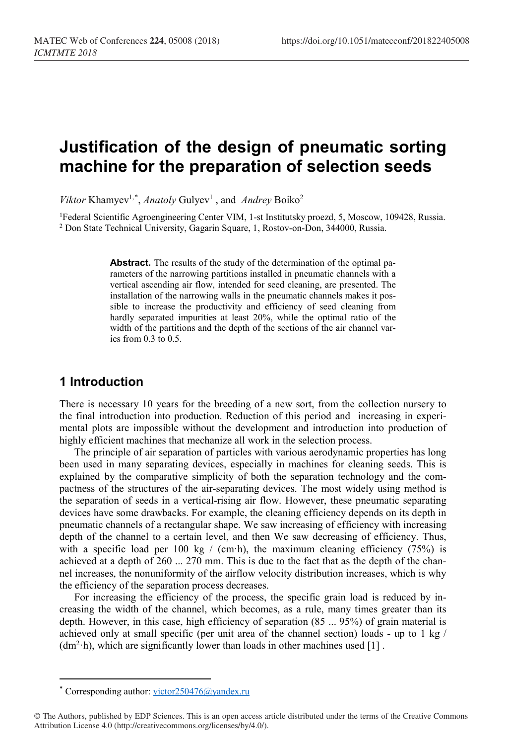# Justification of the design of pneumatic sorting machine for the preparation of selection seeds

*Viktor* Khamyev[1,*], *Anatoly* Gulyev[1], and *Andrey* Boiko[2]

[1]Federal Scientific Agroengineering Center VIM, 1-st Institutsky proezd, 5, Moscow, 109428, Russia.
[2] Don State Technical University, Gagarin Square, 1, Rostov-on-Don, 344000, Russia.

**Abstract.** The results of the study of the determination of the optimal parameters of the narrowing partitions installed in pneumatic channels with a vertical ascending air flow, intended for seed cleaning, are presented. The installation of the narrowing walls in the pneumatic channels makes it possible to increase the productivity and efficiency of seed cleaning from hardly separated impurities at least 20%, while the optimal ratio of the width of the partitions and the depth of the sections of the air channel varies from 0.3 to 0.5.

## 1 Introduction

There is necessary 10 years for the breeding of a new sort, from the collection nursery to the final introduction into production. Reduction of this period and increasing in experimental plots are impossible without the development and introduction into production of highly efficient machines that mechanize all work in the selection process.

The principle of air separation of particles with various aerodynamic properties has long been used in many separating devices, especially in machines for cleaning seeds. This is explained by the comparative simplicity of both the separation technology and the compactness of the structures of the air-separating devices. The most widely using method is the separation of seeds in a vertical-rising air flow. However, these pneumatic separating devices have some drawbacks. For example, the cleaning efficiency depends on its depth in pneumatic channels of a rectangular shape. We saw increasing of efficiency with increasing depth of the channel to a certain level, and then We saw decreasing of efficiency. Thus, with a specific load per 100 kg / (cm·h), the maximum cleaning efficiency (75%) is achieved at a depth of 260 ... 270 mm. This is due to the fact that as the depth of the channel increases, the nonuniformity of the airflow velocity distribution increases, which is why the efficiency of the separation process decreases.

For increasing the efficiency of the process, the specific grain load is reduced by increasing the width of the channel, which becomes, as a rule, many times greater than its depth. However, in this case, high efficiency of separation (85 ... 95%) of grain material is achieved only at small specific (per unit area of the channel section) loads - up to 1 kg / ($dm^2$·h), which are significantly lower than loads in other machines used [1] .

* Corresponding author: victor250476@yandex.ru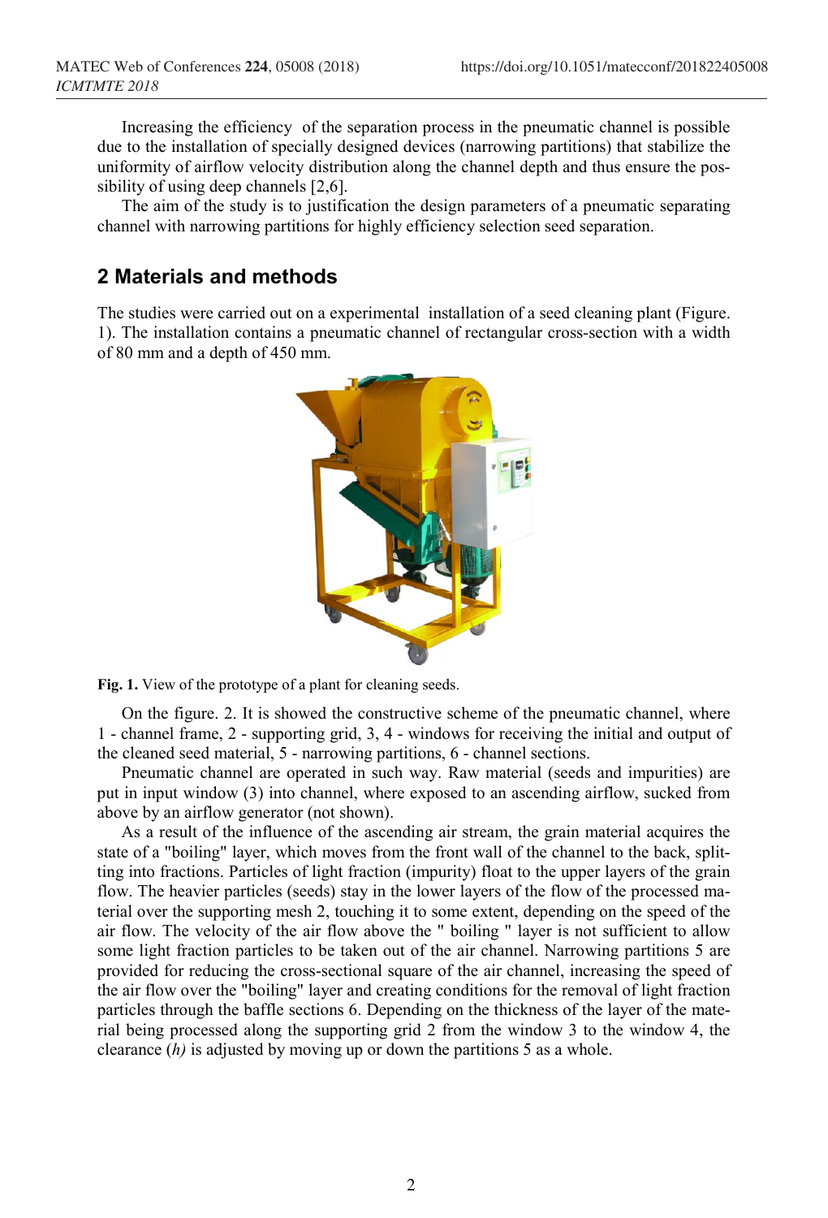Increasing the efficiency of the separation process in the pneumatic channel is possible due to the installation of specially designed devices (narrowing partitions) that stabilize the uniformity of airflow velocity distribution along the channel depth and thus ensure the possibility of using deep channels [2,6].

The aim of the study is to justification the design parameters of a pneumatic separating channel with narrowing partitions for highly efficiency selection seed separation.

## 2 Materials and methods

The studies were carried out on a experimental installation of a seed cleaning plant (Figure. 1). The installation contains a pneumatic channel of rectangular cross-section with a width of 80 mm and a depth of 450 mm.

**Fig. 1.** View of the prototype of a plant for cleaning seeds.

On the figure. 2. It is showed the constructive scheme of the pneumatic channel, where 1 - channel frame, 2 - supporting grid, 3, 4 - windows for receiving the initial and output of the cleaned seed material, 5 - narrowing partitions, 6 - channel sections.

Pneumatic channel are operated in such way. Raw material (seeds and impurities) are put in input window (3) into channel, where exposed to an ascending airflow, sucked from above by an airflow generator (not shown).

As a result of the influence of the ascending air stream, the grain material acquires the state of a "boiling" layer, which moves from the front wall of the channel to the back, splitting into fractions. Particles of light fraction (impurity) float to the upper layers of the grain flow. The heavier particles (seeds) stay in the lower layers of the flow of the processed material over the supporting mesh 2, touching it to some extent, depending on the speed of the air flow. The velocity of the air flow above the " boiling " layer is not sufficient to allow some light fraction particles to be taken out of the air channel. Narrowing partitions 5 are provided for reducing the cross-sectional square of the air channel, increasing the speed of the air flow over the "boiling" layer and creating conditions for the removal of light fraction particles through the baffle sections 6. Depending on the thickness of the layer of the material being processed along the supporting grid 2 from the window 3 to the window 4, the clearance (*h*) is adjusted by moving up or down the partitions 5 as a whole.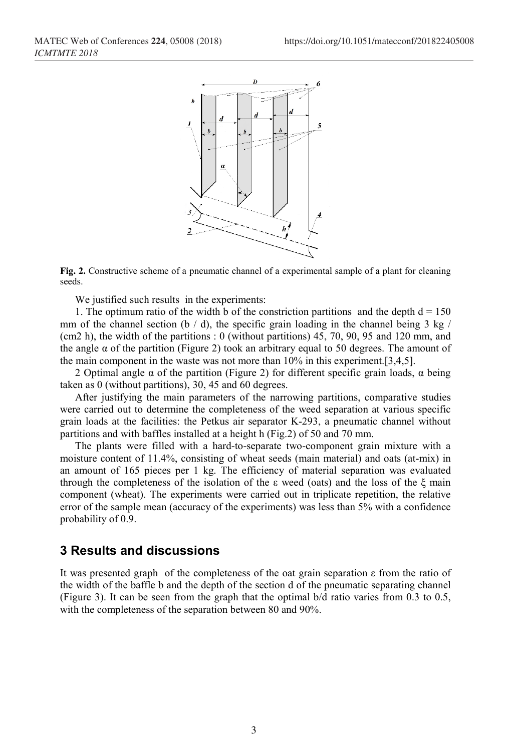**Fig. 2.** Constructive scheme of a pneumatic channel of a experimental sample of a plant for cleaning seeds.

We justified such results in the experiments:

1. The optimum ratio of the width b of the constriction partitions and the depth d = 150 mm of the channel section (b / d), the specific grain loading in the channel being 3 kg / (cm2 h), the width of the partitions : 0 (without partitions) 45, 70, 90, 95 and 120 mm, and the angle α of the partition (Figure 2) took an arbitrary equal to 50 degrees. The amount of the main component in the waste was not more than 10% in this experiment.[3,4,5].

2 Optimal angle α of the partition (Figure 2) for different specific grain loads, α being taken as 0 (without partitions), 30, 45 and 60 degrees.

After justifying the main parameters of the narrowing partitions, comparative studies were carried out to determine the completeness of the weed separation at various specific grain loads at the facilities: the Petkus air separator K-293, a pneumatic channel without partitions and with baffles installed at a height h (Fig.2) of 50 and 70 mm.

The plants were filled with a hard-to-separate two-component grain mixture with a moisture content of 11.4%, consisting of wheat seeds (main material) and oats (at-mix) in an amount of 165 pieces per 1 kg. The efficiency of material separation was evaluated through the completeness of the isolation of the ε weed (oats) and the loss of the ξ main component (wheat). The experiments were carried out in triplicate repetition, the relative error of the sample mean (accuracy of the experiments) was less than 5% with a confidence probability of 0.9.

## 3 Results and discussions

It was presented graph of the completeness of the oat grain separation ε from the ratio of the width of the baffle b and the depth of the section d of the pneumatic separating channel (Figure 3). It can be seen from the graph that the optimal b/d ratio varies from 0.3 to 0.5, with the completeness of the separation between 80 and 90%.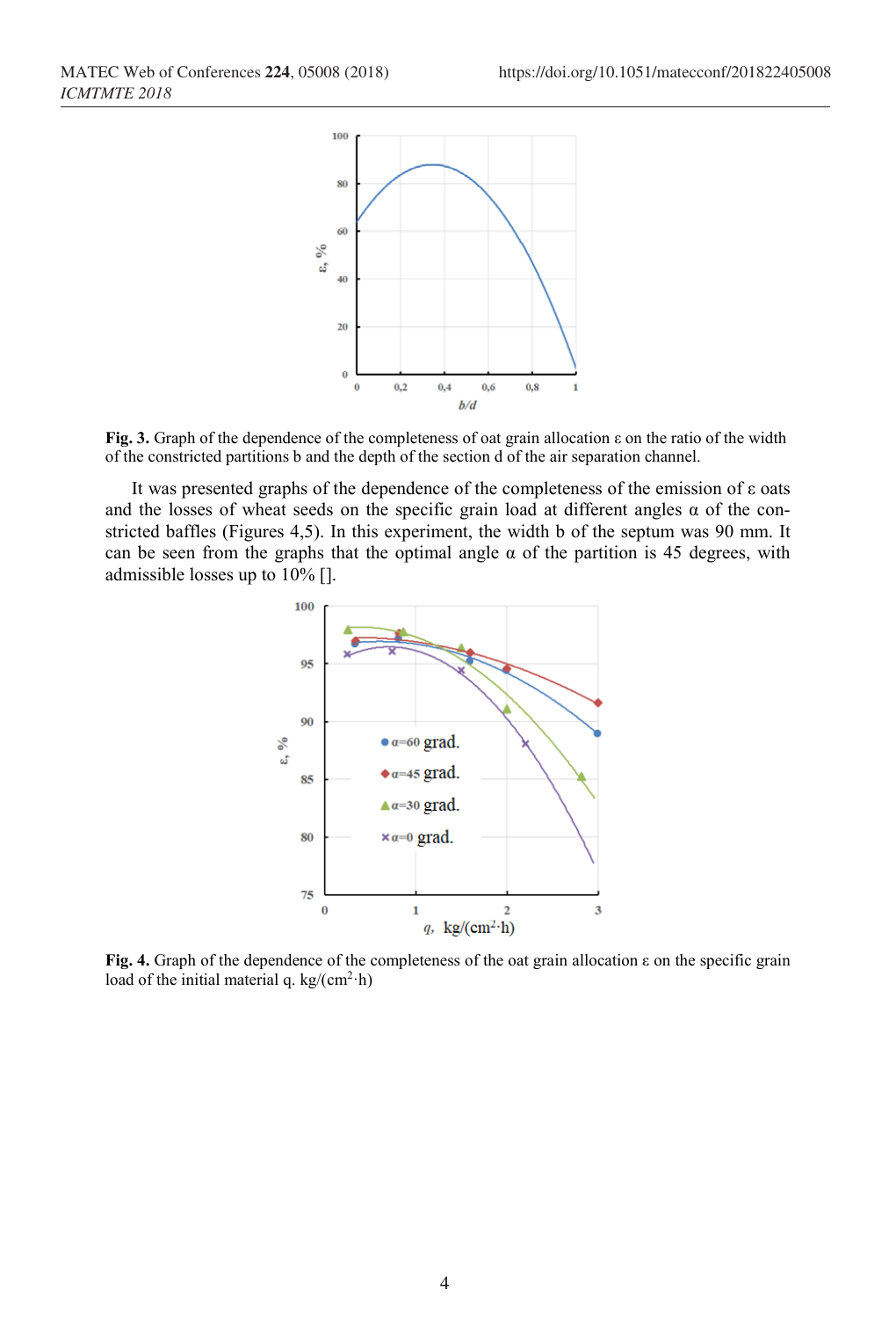**Fig. 3.** Graph of the dependence of the completeness of oat grain allocation ε on the ratio of the width of the constricted partitions b and the depth of the section d of the air separation channel.

It was presented graphs of the dependence of the completeness of the emission of ε oats and the losses of wheat seeds on the specific grain load at different angles α of the constricted baffles (Figures 4,5). In this experiment, the width b of the septum was 90 mm. It can be seen from the graphs that the optimal angle α of the partition is 45 degrees, with admissible losses up to 10% [].

**Fig. 4.** Graph of the dependence of the completeness of the oat grain allocation ε on the specific grain load of the initial material q. kg/(cm$^2$·h)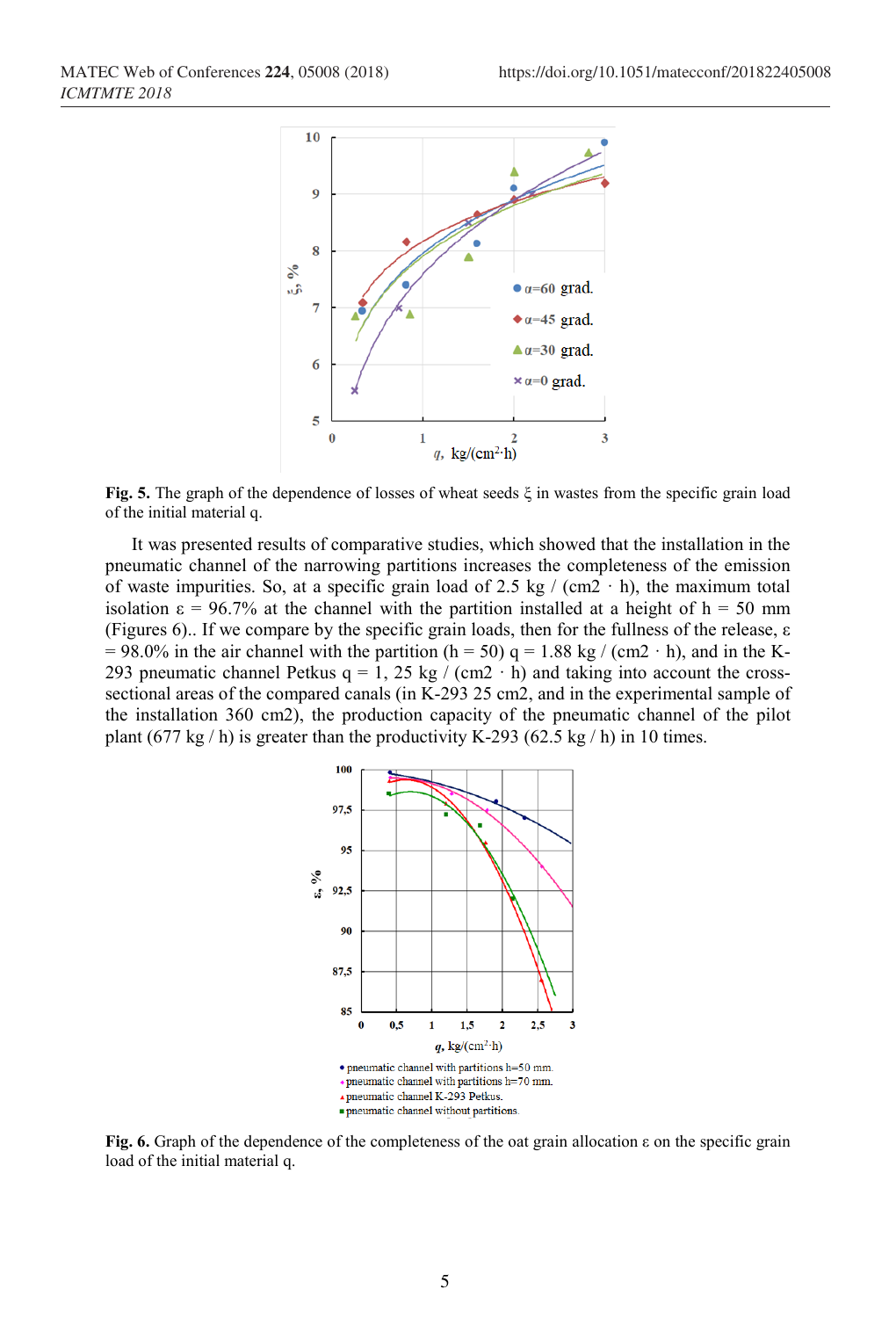**Fig. 5.** The graph of the dependence of losses of wheat seeds ξ in wastes from the specific grain load of the initial material q.

It was presented results of comparative studies, which showed that the installation in the pneumatic channel of the narrowing partitions increases the completeness of the emission of waste impurities. So, at a specific grain load of 2.5 kg / (cm2 · h), the maximum total isolation ε = 96.7% at the channel with the partition installed at a height of h = 50 mm (Figures 6).. If we compare by the specific grain loads, then for the fullness of the release, ε = 98.0% in the air channel with the partition (h = 50) q = 1.88 kg / (cm2 · h), and in the K-293 pneumatic channel Petkus q = 1, 25 kg / (cm2 · h) and taking into account the cross-sectional areas of the compared canals (in K-293 25 cm2, and in the experimental sample of the installation 360 cm2), the production capacity of the pneumatic channel of the pilot plant (677 kg / h) is greater than the productivity K-293 (62.5 kg / h) in 10 times.

**Fig. 6.** Graph of the dependence of the completeness of the oat grain allocation ε on the specific grain load of the initial material q.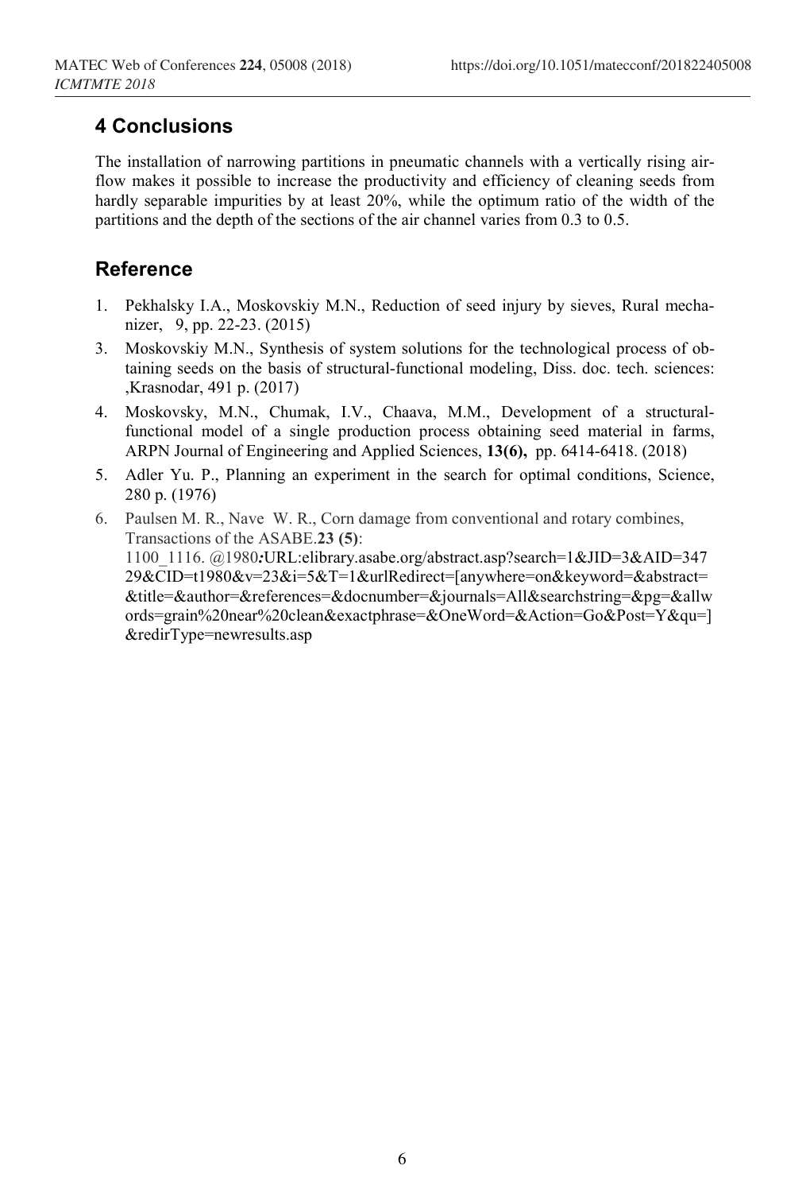## 4 Conclusions

The installation of narrowing partitions in pneumatic channels with a vertically rising airflow makes it possible to increase the productivity and efficiency of cleaning seeds from hardly separable impurities by at least 20%, while the optimum ratio of the width of the partitions and the depth of the sections of the air channel varies from 0.3 to 0.5.

## Reference

1. Pekhalsky I.A., Moskovskiy M.N., Reduction of seed injury by sieves, Rural mechanizer, 9, pp. 22-23. (2015)
3. Moskovskiy M.N., Synthesis of system solutions for the technological process of obtaining seeds on the basis of structural-functional modeling, Diss. doc. tech. sciences: ,Krasnodar, 491 p. (2017)
4. Moskovsky, M.N., Chumak, I.V., Chaava, M.M., Development of a structural-functional model of a single production process obtaining seed material in farms, ARPN Journal of Engineering and Applied Sciences, **13(6),** pp. 6414-6418. (2018)
5. Adler Yu. P., Planning an experiment in the search for optimal conditions, Science, 280 p. (1976)
6. Paulsen M. R., Nave W. R., Corn damage from conventional and rotary combines, Transactions of the ASABE.**23 (5)**: 1100_1116. @1980***:***URL:elibrary.asabe.org/abstract.asp?search=1&JID=3&AID=34729&CID=t1980&v=23&i=5&T=1&urlRedirect=[anywhere=on&keyword=&abstract=&title=&author=&references=&docnumber=&journals=All&searchstring=&pg=&allwords=grain%20near%20clean&exactphrase=&OneWord=&Action=Go&Post=Y&qu=]&redirType=newresults.asp